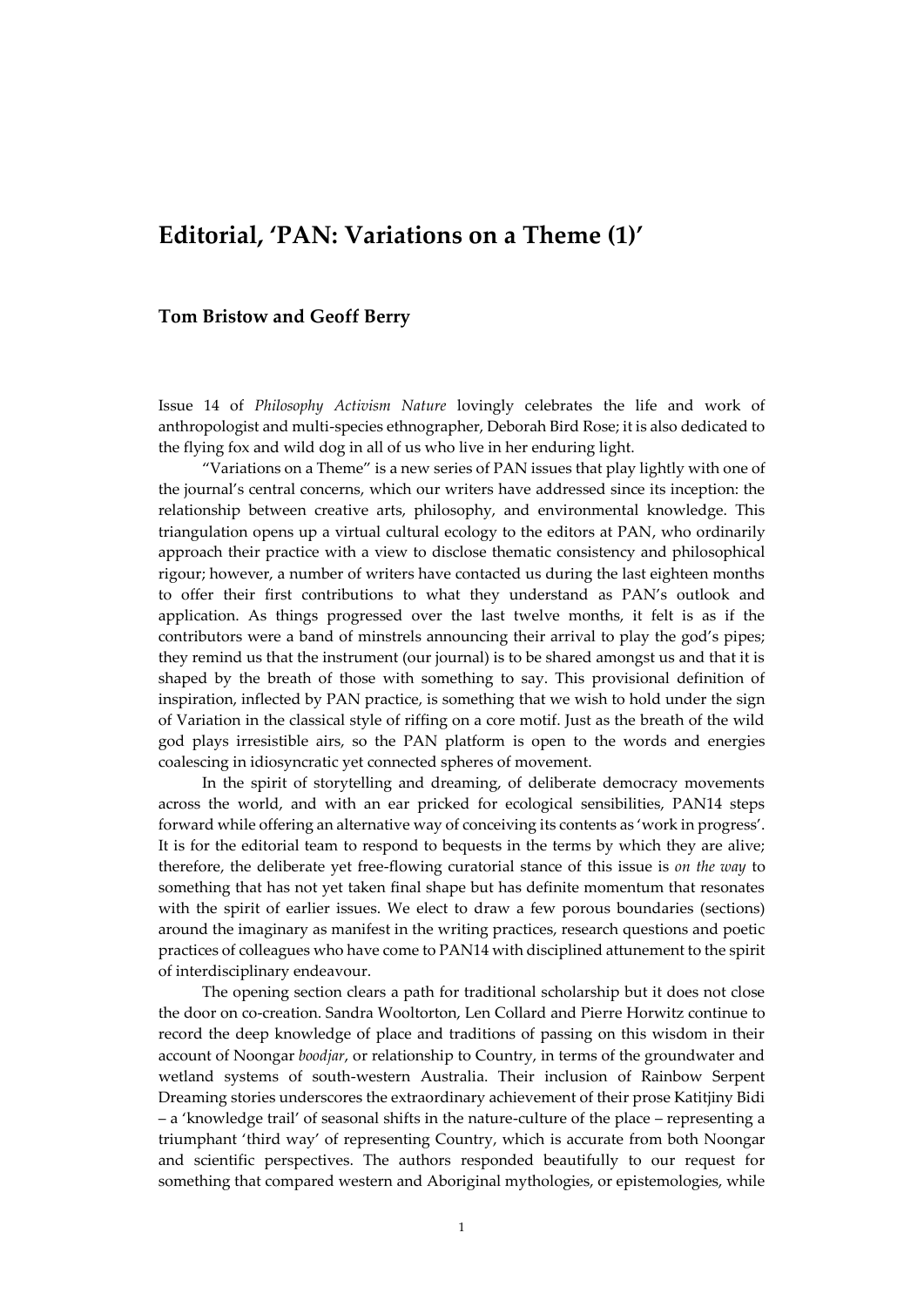# Editorial, 'PAN: Variations on a Theme (1)'

**Tom Bristow and Geoff Berry**

Issue 14 of *Philosophy Activism Nature* lovingly celebrates the life and work of anthropologist and multi-species ethnographer, Deborah Bird Rose; it is also dedicated to the flying fox and wild dog in all of us who live in her enduring light.

"Variations on a Theme" is a new series of PAN issues that play lightly with one of the journal's central concerns, which our writers have addressed since its inception: the relationship between creative arts, philosophy, and environmental knowledge. This triangulation opens up a virtual cultural ecology to the editors at PAN, who ordinarily approach their practice with a view to disclose thematic consistency and philosophical rigour; however, a number of writers have contacted us during the last eighteen months to offer their first contributions to what they understand as PAN's outlook and application. As things progressed over the last twelve months, it felt is as if the contributors were a band of minstrels announcing their arrival to play the god's pipes; they remind us that the instrument (our journal) is to be shared amongst us and that it is shaped by the breath of those with something to say. This provisional definition of inspiration, inflected by PAN practice, is something that we wish to hold under the sign of Variation in the classical style of riffing on a core motif. Just as the breath of the wild god plays irresistible airs, so the PAN platform is open to the words and energies coalescing in idiosyncratic yet connected spheres of movement.

In the spirit of storytelling and dreaming, of deliberate democracy movements across the world, and with an ear pricked for ecological sensibilities, PAN14 steps forward while offering an alternative way of conceiving its contents as 'work in progress'. It is for the editorial team to respond to bequests in the terms by which they are alive; therefore, the deliberate yet free-flowing curatorial stance of this issue is *on the way* to something that has not yet taken final shape but has definite momentum that resonates with the spirit of earlier issues. We elect to draw a few porous boundaries (sections) around the imaginary as manifest in the writing practices, research questions and poetic practices of colleagues who have come to PAN14 with disciplined attunement to the spirit of interdisciplinary endeavour.

The opening section clears a path for traditional scholarship but it does not close the door on co-creation. Sandra Wooltorton, Len Collard and Pierre Horwitz continue to record the deep knowledge of place and traditions of passing on this wisdom in their account of Noongar *boodjar*, or relationship to Country, in terms of the groundwater and wetland systems of south-western Australia. Their inclusion of Rainbow Serpent Dreaming stories underscores the extraordinary achievement of their prose Katitjiny Bidi – a 'knowledge trail' of seasonal shifts in the nature-culture of the place – representing a triumphant 'third way' of representing Country, which is accurate from both Noongar and scientific perspectives. The authors responded beautifully to our request for something that compared western and Aboriginal mythologies, or epistemologies, while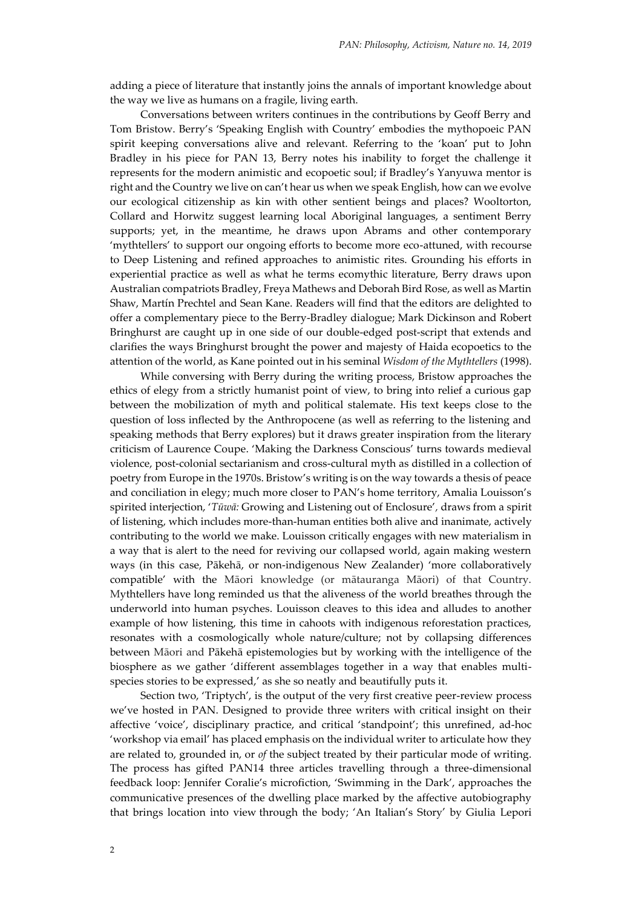adding a piece of literature that instantly joins the annals of important knowledge about the way we live as humans on a fragile, living earth.

Conversations between writers continues in the contributions by Geoff Berry and Tom Bristow. Berry's 'Speaking English with Country' embodies the mythopoeic PAN spirit keeping conversations alive and relevant. Referring to the 'koan' put to John Bradley in his piece for PAN 13, Berry notes his inability to forget the challenge it represents for the modern animistic and ecopoetic soul; if Bradley's Yanyuwa mentor is right and the Country we live on can't hear us when we speak English, how can we evolve our ecological citizenship as kin with other sentient beings and places? Wooltorton, Collard and Horwitz suggest learning local Aboriginal languages, a sentiment Berry supports; yet, in the meantime, he draws upon Abrams and other contemporary 'mythtellers' to support our ongoing efforts to become more eco-attuned, with recourse to Deep Listening and refined approaches to animistic rites. Grounding his efforts in experiential practice as well as what he terms ecomythic literature, Berry draws upon Australian compatriots Bradley, Freya Mathews and Deborah Bird Rose, as well as Martin Shaw, Martín Prechtel and Sean Kane. Readers will find that the editors are delighted to offer a complementary piece to the Berry-Bradley dialogue; Mark Dickinson and Robert Bringhurst are caught up in one side of our double-edged post-script that extends and clarifies the ways Bringhurst brought the power and majesty of Haida ecopoetics to the attention of the world, as Kane pointed out in his seminal *Wisdom of the Mythtellers* (1998).

While conversing with Berry during the writing process, Bristow approaches the ethics of elegy from a strictly humanist point of view, to bring into relief a curious gap between the mobilization of myth and political stalemate. His text keeps close to the question of loss inflected by the Anthropocene (as well as referring to the listening and speaking methods that Berry explores) but it draws greater inspiration from the literary criticism of Laurence Coupe. 'Making the Darkness Conscious' turns towards medieval violence, post-colonial sectarianism and cross-cultural myth as distilled in a collection of poetry from Europe in the 1970s. Bristow's writing is on the way towards a thesis of peace and conciliation in elegy; much more closer to PAN's home territory, Amalia Louisson's spirited interjection, '*Tūwā:* Growing and Listening out of Enclosure', draws from a spirit of listening, which includes more-than-human entities both alive and inanimate, actively contributing to the world we make. Louisson critically engages with new materialism in a way that is alert to the need for reviving our collapsed world, again making western ways (in this case, Pākehā, or non-indigenous New Zealander) 'more collaboratively compatible' with the Māori knowledge (or mātauranga Māori) of that Country. Mythtellers have long reminded us that the aliveness of the world breathes through the underworld into human psyches. Louisson cleaves to this idea and alludes to another example of how listening, this time in cahoots with indigenous reforestation practices, resonates with a cosmologically whole nature/culture; not by collapsing differences between Māori and Pākehā epistemologies but by working with the intelligence of the biosphere as we gather 'different assemblages together in a way that enables multi-species stories to be expressed,' as she so neatly and beautifully puts it.

Section two, 'Triptych', is the output of the very first creative peer-review process we've hosted in PAN. Designed to provide three writers with critical insight on their affective 'voice', disciplinary practice, and critical 'standpoint'; this unrefined, ad-hoc 'workshop via email' has placed emphasis on the individual writer to articulate how they are related to, grounded in, or *of* the subject treated by their particular mode of writing. The process has gifted PAN14 three articles travelling through a three-dimensional feedback loop: Jennifer Coralie's microfiction, 'Swimming in the Dark', approaches the communicative presences of the dwelling place marked by the affective autobiography that brings location into view through the body; 'An Italian's Story' by Giulia Lepori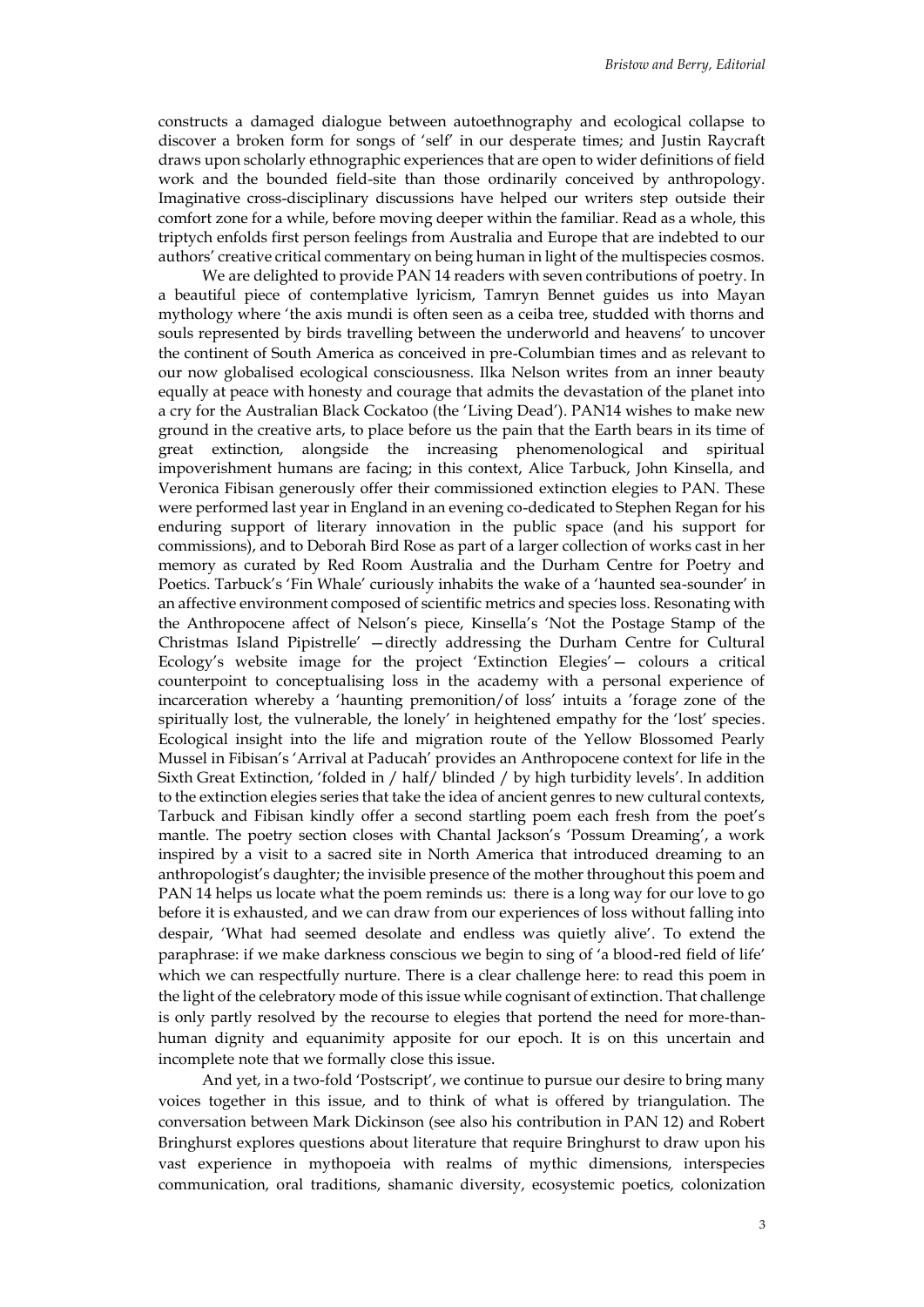constructs a damaged dialogue between autoethnography and ecological collapse to discover a broken form for songs of 'self' in our desperate times; and Justin Raycraft draws upon scholarly ethnographic experiences that are open to wider definitions of field work and the bounded field-site than those ordinarily conceived by anthropology. Imaginative cross-disciplinary discussions have helped our writers step outside their comfort zone for a while, before moving deeper within the familiar. Read as a whole, this triptych enfolds first person feelings from Australia and Europe that are indebted to our authors' creative critical commentary on being human in light of the multispecies cosmos.

We are delighted to provide PAN 14 readers with seven contributions of poetry. In a beautiful piece of contemplative lyricism, Tamryn Bennet guides us into Mayan mythology where 'the axis mundi is often seen as a ceiba tree, studded with thorns and souls represented by birds travelling between the underworld and heavens' to uncover the continent of South America as conceived in pre-Columbian times and as relevant to our now globalised ecological consciousness. Ilka Nelson writes from an inner beauty equally at peace with honesty and courage that admits the devastation of the planet into a cry for the Australian Black Cockatoo (the 'Living Dead'). PAN14 wishes to make new ground in the creative arts, to place before us the pain that the Earth bears in its time of great extinction, alongside the increasing phenomenological and spiritual impoverishment humans are facing; in this context, Alice Tarbuck, John Kinsella, and Veronica Fibisan generously offer their commissioned extinction elegies to PAN. These were performed last year in England in an evening co-dedicated to Stephen Regan for his enduring support of literary innovation in the public space (and his support for commissions), and to Deborah Bird Rose as part of a larger collection of works cast in her memory as curated by Red Room Australia and the Durham Centre for Poetry and Poetics. Tarbuck's 'Fin Whale' curiously inhabits the wake of a 'haunted sea-sounder' in an affective environment composed of scientific metrics and species loss. Resonating with the Anthropocene affect of Nelson's piece, Kinsella's 'Not the Postage Stamp of the Christmas Island Pipistrelle' —directly addressing the Durham Centre for Cultural Ecology's website image for the project 'Extinction Elegies'— colours a critical counterpoint to conceptualising loss in the academy with a personal experience of incarceration whereby a 'haunting premonition/of loss' intuits a 'forage zone of the spiritually lost, the vulnerable, the lonely' in heightened empathy for the 'lost' species. Ecological insight into the life and migration route of the Yellow Blossomed Pearly Mussel in Fibisan's 'Arrival at Paducah' provides an Anthropocene context for life in the Sixth Great Extinction, 'folded in / half/ blinded / by high turbidity levels'. In addition to the extinction elegies series that take the idea of ancient genres to new cultural contexts, Tarbuck and Fibisan kindly offer a second startling poem each fresh from the poet's mantle. The poetry section closes with Chantal Jackson's 'Possum Dreaming', a work inspired by a visit to a sacred site in North America that introduced dreaming to an anthropologist's daughter; the invisible presence of the mother throughout this poem and PAN 14 helps us locate what the poem reminds us: there is a long way for our love to go before it is exhausted, and we can draw from our experiences of loss without falling into despair, 'What had seemed desolate and endless was quietly alive'. To extend the paraphrase: if we make darkness conscious we begin to sing of 'a blood-red field of life' which we can respectfully nurture. There is a clear challenge here: to read this poem in the light of the celebratory mode of this issue while cognisant of extinction. That challenge is only partly resolved by the recourse to elegies that portend the need for more-than-human dignity and equanimity apposite for our epoch. It is on this uncertain and incomplete note that we formally close this issue.

And yet, in a two-fold 'Postscript', we continue to pursue our desire to bring many voices together in this issue, and to think of what is offered by triangulation. The conversation between Mark Dickinson (see also his contribution in PAN 12) and Robert Bringhurst explores questions about literature that require Bringhurst to draw upon his vast experience in mythopoeia with realms of mythic dimensions, interspecies communication, oral traditions, shamanic diversity, ecosystemic poetics, colonization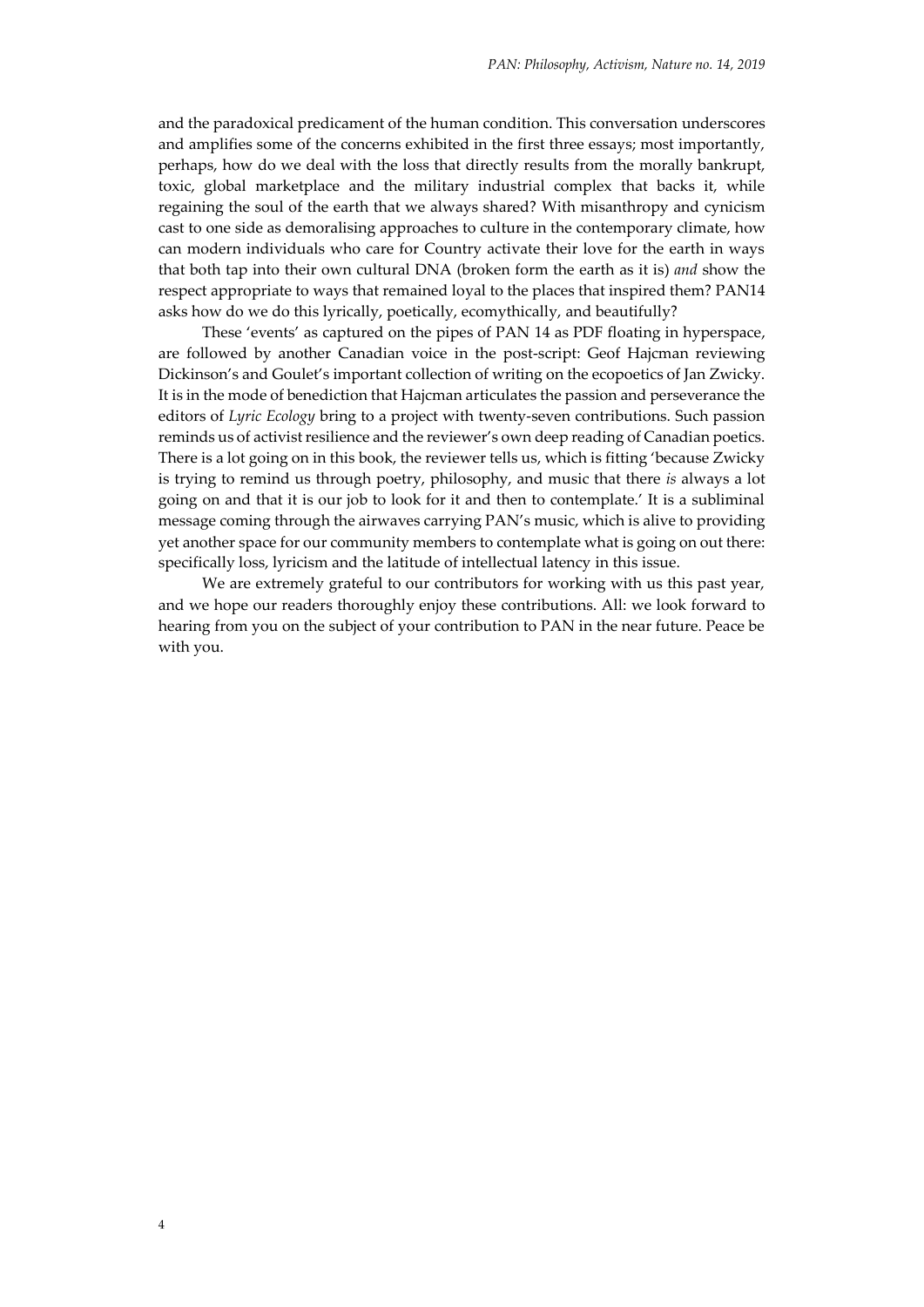and the paradoxical predicament of the human condition. This conversation underscores and amplifies some of the concerns exhibited in the first three essays; most importantly, perhaps, how do we deal with the loss that directly results from the morally bankrupt, toxic, global marketplace and the military industrial complex that backs it, while regaining the soul of the earth that we always shared? With misanthropy and cynicism cast to one side as demoralising approaches to culture in the contemporary climate, how can modern individuals who care for Country activate their love for the earth in ways that both tap into their own cultural DNA (broken form the earth as it is) *and* show the respect appropriate to ways that remained loyal to the places that inspired them? PAN14 asks how do we do this lyrically, poetically, ecomythically, and beautifully?

These 'events' as captured on the pipes of PAN 14 as PDF floating in hyperspace, are followed by another Canadian voice in the post-script: Geof Hajcman reviewing Dickinson's and Goulet's important collection of writing on the ecopoetics of Jan Zwicky. It is in the mode of benediction that Hajcman articulates the passion and perseverance the editors of *Lyric Ecology* bring to a project with twenty-seven contributions. Such passion reminds us of activist resilience and the reviewer's own deep reading of Canadian poetics. There is a lot going on in this book, the reviewer tells us, which is fitting 'because Zwicky is trying to remind us through poetry, philosophy, and music that there *is* always a lot going on and that it is our job to look for it and then to contemplate.' It is a subliminal message coming through the airwaves carrying PAN's music, which is alive to providing yet another space for our community members to contemplate what is going on out there: specifically loss, lyricism and the latitude of intellectual latency in this issue.

We are extremely grateful to our contributors for working with us this past year, and we hope our readers thoroughly enjoy these contributions. All: we look forward to hearing from you on the subject of your contribution to PAN in the near future. Peace be with you.